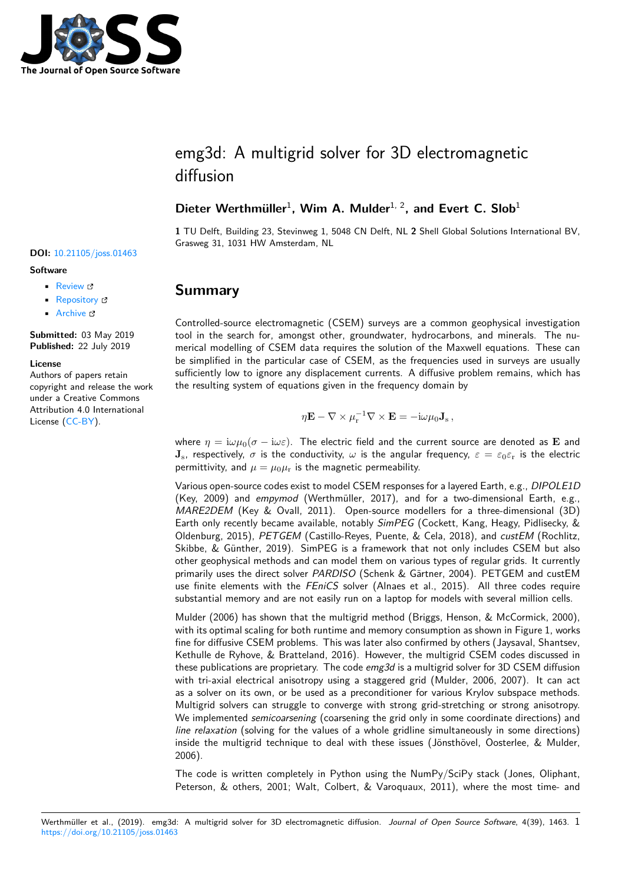# emg3d: A multigrid solver for 3D electromagnetic diffusion

**Dieter Werthmüller**[1], **Wim A. Mulder**[1, 2], **and Evert C. Slob**[1]

**1** TU Delft, Building 23, Stevinweg 1, 5048 CN Delft, NL **2** Shell Global Solutions International BV, Grasweg 31, 1031 HW Amsterdam, NL

**DOI:** 10.21105/joss.01463

**Software**

- Review
- Repository
- Archive

**Submitted:** 03 May 2019
**Published:** 22 July 2019

**License**
Authors of papers retain copyright and release the work under a Creative Commons Attribution 4.0 International License (CC-BY).

## Summary

Controlled-source electromagnetic (CSEM) surveys are a common geophysical investigation tool in the search for, amongst other, groundwater, hydrocarbons, and minerals. The numerical modelling of CSEM data requires the solution of the Maxwell equations. These can be simplified in the particular case of CSEM, as the frequencies used in surveys are usually sufficiently low to ignore any displacement currents. A diffusive problem remains, which has the resulting system of equations given in the frequency domain by

$$\eta \mathbf{E} - \nabla \times \mu_\mathrm{r}^{-1} \nabla \times \mathbf{E} = -\mathrm{i}\omega\mu_0 \mathbf{J}_\mathrm{s} \, ,$$

where $\eta = \mathrm{i}\omega\mu_0(\sigma - \mathrm{i}\omega\varepsilon)$. The electric field and the current source are denoted as $\mathbf{E}$ and $\mathbf{J}_\mathrm{s}$, respectively, $\sigma$ is the conductivity, $\omega$ is the angular frequency, $\varepsilon = \varepsilon_0\varepsilon_\mathrm{r}$ is the electric permittivity, and $\mu = \mu_0\mu_\mathrm{r}$ is the magnetic permeability.

Various open-source codes exist to model CSEM responses for a layered Earth, e.g., *DIPOLE1D* (Key, 2009) and *empymod* (Werthmüller, 2017), and for a two-dimensional Earth, e.g., *MARE2DEM* (Key & Ovall, 2011). Open-source modellers for a three-dimensional (3D) Earth only recently became available, notably *SimPEG* (Cockett, Kang, Heagy, Pidlisecky, & Oldenburg, 2015), *PETGEM* (Castillo-Reyes, Puente, & Cela, 2018), and *custEM* (Rochlitz, Skibbe, & Günther, 2019). SimPEG is a framework that not only includes CSEM but also other geophysical methods and can model them on various types of regular grids. It currently primarily uses the direct solver *PARDISO* (Schenk & Gärtner, 2004). PETGEM and custEM use finite elements with the *FEniCS* solver (Alnaes et al., 2015). All three codes require substantial memory and are not easily run on a laptop for models with several million cells.

Mulder (2006) has shown that the multigrid method (Briggs, Henson, & McCormick, 2000), with its optimal scaling for both runtime and memory consumption as shown in Figure 1, works fine for diffusive CSEM problems. This was later also confirmed by others (Jaysaval, Shantsev, Kethulle de Ryhove, & Bratteland, 2016). However, the multigrid CSEM codes discussed in these publications are proprietary. The code *emg3d* is a multigrid solver for 3D CSEM diffusion with tri-axial electrical anisotropy using a staggered grid (Mulder, 2006, 2007). It can act as a solver on its own, or be used as a preconditioner for various Krylov subspace methods. Multigrid solvers can struggle to converge with strong grid-stretching or strong anisotropy. We implemented *semicoarsening* (coarsening the grid only in some coordinate directions) and *line relaxation* (solving for the values of a whole gridline simultaneously in some directions) inside the multigrid technique to deal with these issues (Jönsthövel, Oosterlee, & Mulder, 2006).

The code is written completely in Python using the NumPy/SciPy stack (Jones, Oliphant, Peterson, & others, 2001; Walt, Colbert, & Varoquaux, 2011), where the most time- and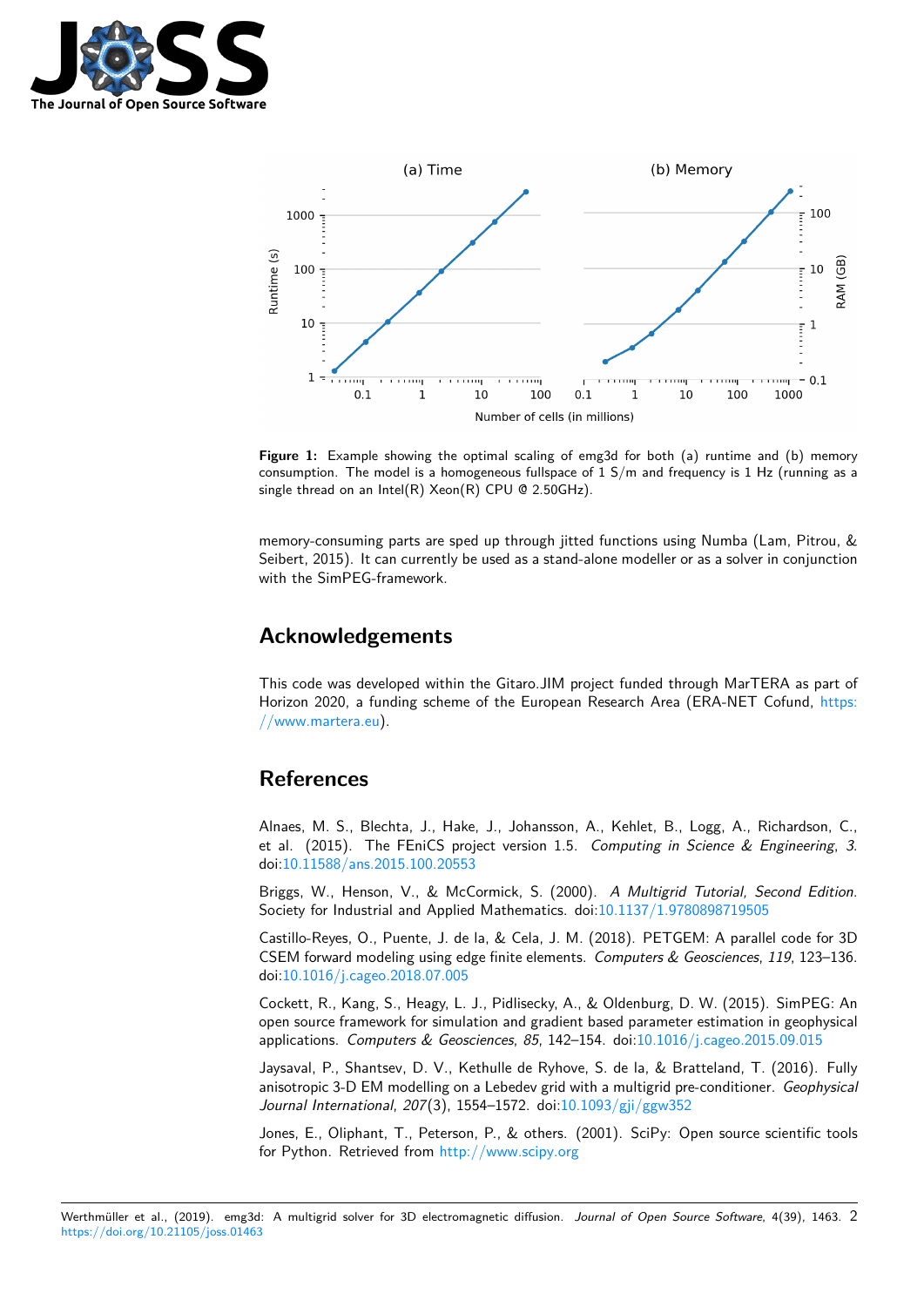Figure 1: Example showing the optimal scaling of emg3d for both (a) runtime and (b) memory consumption. The model is a homogeneous fullspace of 1 S/m and frequency is 1 Hz (running as a single thread on an Intel(R) Xeon(R) CPU @ 2.50GHz).

memory-consuming parts are sped up through jitted functions using Numba (Lam, Pitrou, & Seibert, 2015). It can currently be used as a stand-alone modeller or as a solver in conjunction with the SimPEG-framework.

## Acknowledgements

This code was developed within the Gitaro.JIM project funded through MarTERA as part of Horizon 2020, a funding scheme of the European Research Area (ERA-NET Cofund, https://www.martera.eu).

## References

Alnaes, M. S., Blechta, J., Hake, J., Johansson, A., Kehlet, B., Logg, A., Richardson, C., et al. (2015). The FEniCS project version 1.5. *Computing in Science & Engineering*, *3*. doi:10.11588/ans.2015.100.20553

Briggs, W., Henson, V., & McCormick, S. (2000). *A Multigrid Tutorial, Second Edition*. Society for Industrial and Applied Mathematics. doi:10.1137/1.9780898719505

Castillo-Reyes, O., Puente, J. de la, & Cela, J. M. (2018). PETGEM: A parallel code for 3D CSEM forward modeling using edge finite elements. *Computers & Geosciences*, *119*, 123–136. doi:10.1016/j.cageo.2018.07.005

Cockett, R., Kang, S., Heagy, L. J., Pidlisecky, A., & Oldenburg, D. W. (2015). SimPEG: An open source framework for simulation and gradient based parameter estimation in geophysical applications. *Computers & Geosciences*, *85*, 142–154. doi:10.1016/j.cageo.2015.09.015

Jaysaval, P., Shantsev, D. V., Kethulle de Ryhove, S. de la, & Bratteland, T. (2016). Fully anisotropic 3-D EM modelling on a Lebedev grid with a multigrid pre-conditioner. *Geophysical Journal International*, *207*(3), 1554–1572. doi:10.1093/gji/ggw352

Jones, E., Oliphant, T., Peterson, P., & others. (2001). SciPy: Open source scientific tools for Python. Retrieved from http://www.scipy.org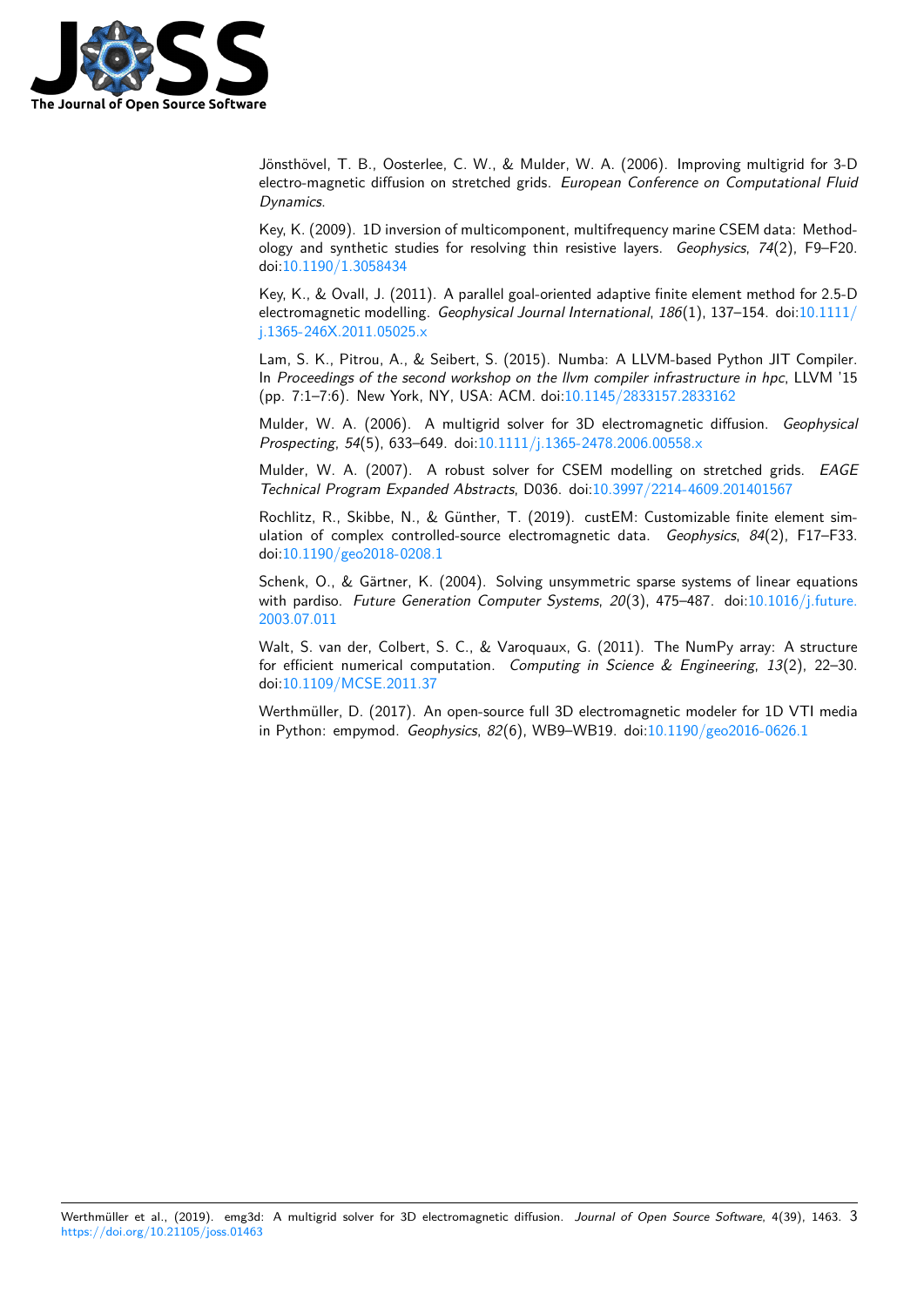Jönsthövel, T. B., Oosterlee, C. W., & Mulder, W. A. (2006). Improving multigrid for 3-D electro-magnetic diffusion on stretched grids. *European Conference on Computational Fluid Dynamics*.

Key, K. (2009). 1D inversion of multicomponent, multifrequency marine CSEM data: Methodology and synthetic studies for resolving thin resistive layers. *Geophysics*, *74*(2), F9–F20. doi:10.1190/1.3058434

Key, K., & Ovall, J. (2011). A parallel goal-oriented adaptive finite element method for 2.5-D electromagnetic modelling. *Geophysical Journal International*, *186*(1), 137–154. doi:10.1111/j.1365-246X.2011.05025.x

Lam, S. K., Pitrou, A., & Seibert, S. (2015). Numba: A LLVM-based Python JIT Compiler. In *Proceedings of the second workshop on the llvm compiler infrastructure in hpc*, LLVM '15 (pp. 7:1–7:6). New York, NY, USA: ACM. doi:10.1145/2833157.2833162

Mulder, W. A. (2006). A multigrid solver for 3D electromagnetic diffusion. *Geophysical Prospecting*, *54*(5), 633–649. doi:10.1111/j.1365-2478.2006.00558.x

Mulder, W. A. (2007). A robust solver for CSEM modelling on stretched grids. *EAGE Technical Program Expanded Abstracts*, D036. doi:10.3997/2214-4609.201401567

Rochlitz, R., Skibbe, N., & Günther, T. (2019). custEM: Customizable finite element simulation of complex controlled-source electromagnetic data. *Geophysics*, *84*(2), F17–F33. doi:10.1190/geo2018-0208.1

Schenk, O., & Gärtner, K. (2004). Solving unsymmetric sparse systems of linear equations with pardiso. *Future Generation Computer Systems*, *20*(3), 475–487. doi:10.1016/j.future.2003.07.011

Walt, S. van der, Colbert, S. C., & Varoquaux, G. (2011). The NumPy array: A structure for efficient numerical computation. *Computing in Science & Engineering*, *13*(2), 22–30. doi:10.1109/MCSE.2011.37

Werthmüller, D. (2017). An open-source full 3D electromagnetic modeler for 1D VTI media in Python: empymod. *Geophysics*, *82*(6), WB9–WB19. doi:10.1190/geo2016-0626.1